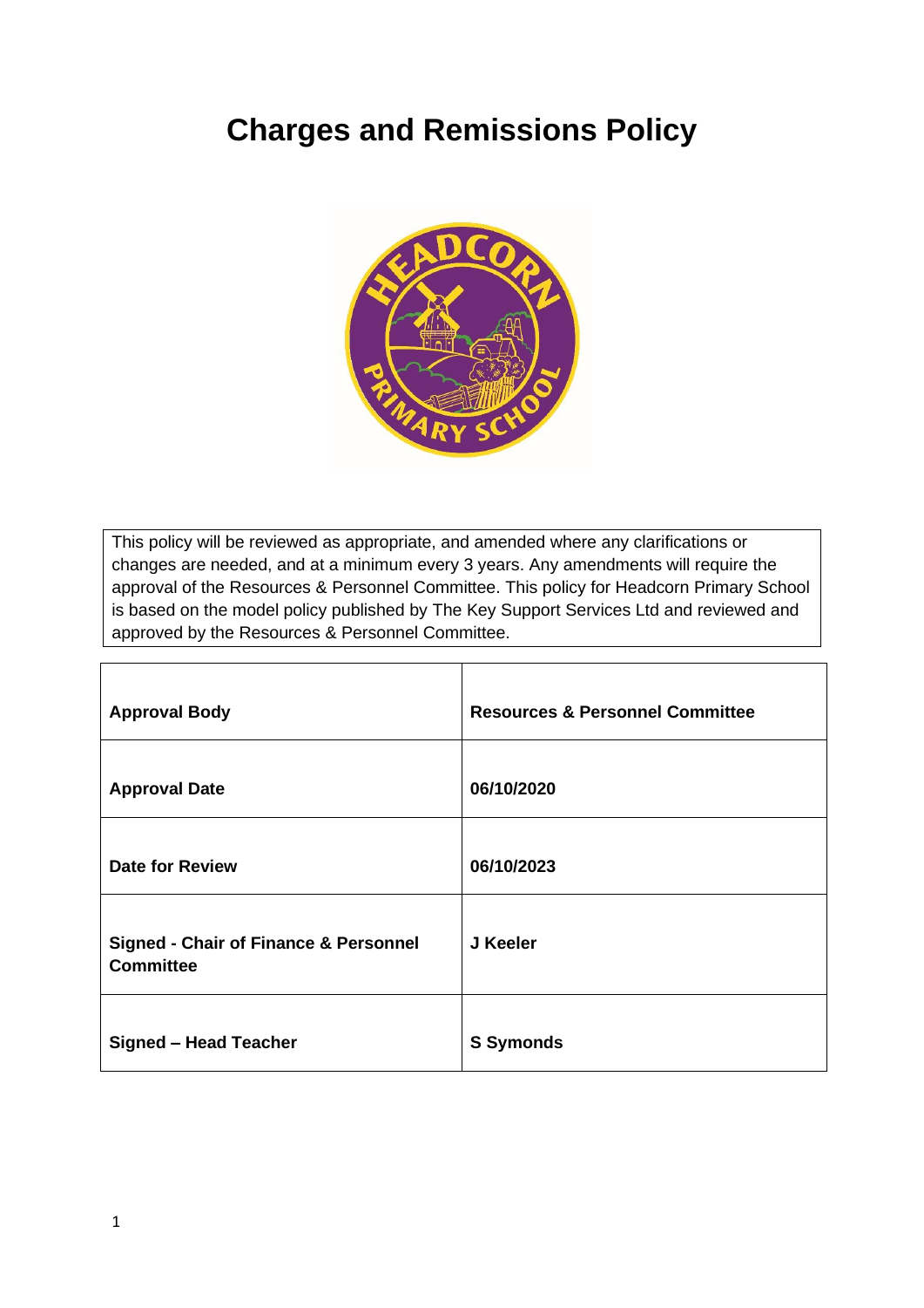# Charges and Remissions Policy

This policy will be reviewed as appropriate, and amended where any clarifications or changes are needed, and at a minimum every 3 years. Any amendments will require the approval of the Resources & Personnel Committee. This policy for Headcorn Primary School is based on the model policy published by The Key Support Services Ltd and reviewed and approved by the Resources & Personnel Committee.

| **Approval Body** | **Resources & Personnel Committee** |
|---|---|
| **Approval Date** | **06/10/2020** |
| **Date for Review** | **06/10/2023** |
| **Signed - Chair of Finance & Personnel Committee** | **J Keeler** |
| **Signed – Head Teacher** | **S Symonds** |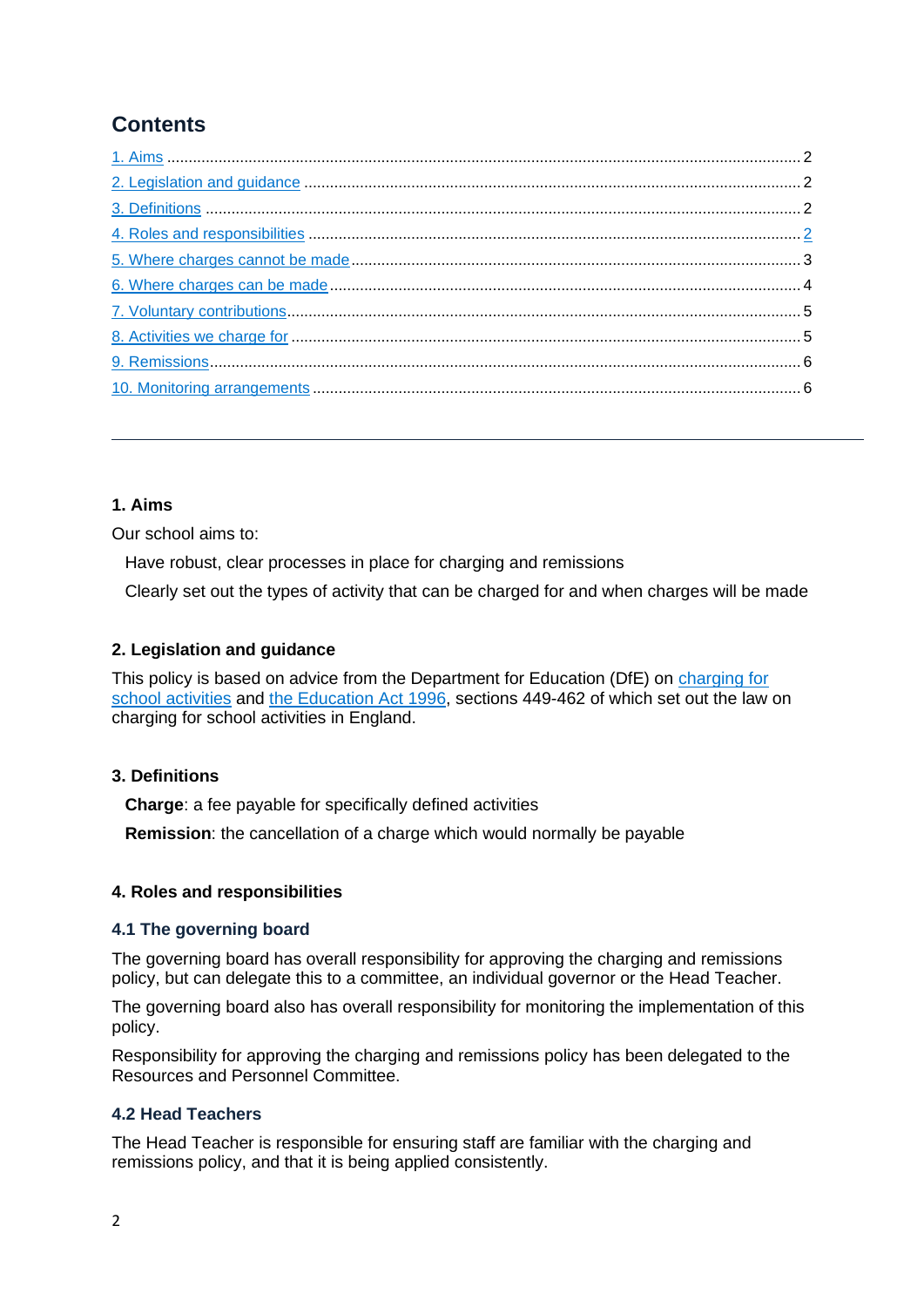## Contents

[1. Aims](#) .......... 2

[2. Legislation and guidance](#) .......... 2

[3. Definitions](#) .......... 2

[4. Roles and responsibilities](#) .......... 2

[5. Where charges cannot be made](#) .......... 3

[6. Where charges can be made](#) .......... 4

[7. Voluntary contributions](#) .......... 5

[8. Activities we charge for](#) .......... 5

[9. Remissions](#) .......... 6

[10. Monitoring arrangements](#) .......... 6

---

### 1. Aims

Our school aims to:

- Have robust, clear processes in place for charging and remissions
- Clearly set out the types of activity that can be charged for and when charges will be made

### 2. Legislation and guidance

This policy is based on advice from the Department for Education (DfE) on [charging for school activities](#) and [the Education Act 1996](#), sections 449-462 of which set out the law on charging for school activities in England.

### 3. Definitions

- **Charge**: a fee payable for specifically defined activities
- **Remission**: the cancellation of a charge which would normally be payable

### 4. Roles and responsibilities

#### 4.1 The governing board

The governing board has overall responsibility for approving the charging and remissions policy, but can delegate this to a committee, an individual governor or the Head Teacher.

The governing board also has overall responsibility for monitoring the implementation of this policy.

Responsibility for approving the charging and remissions policy has been delegated to the Resources and Personnel Committee.

#### 4.2 Head Teachers

The Head Teacher is responsible for ensuring staff are familiar with the charging and remissions policy, and that it is being applied consistently.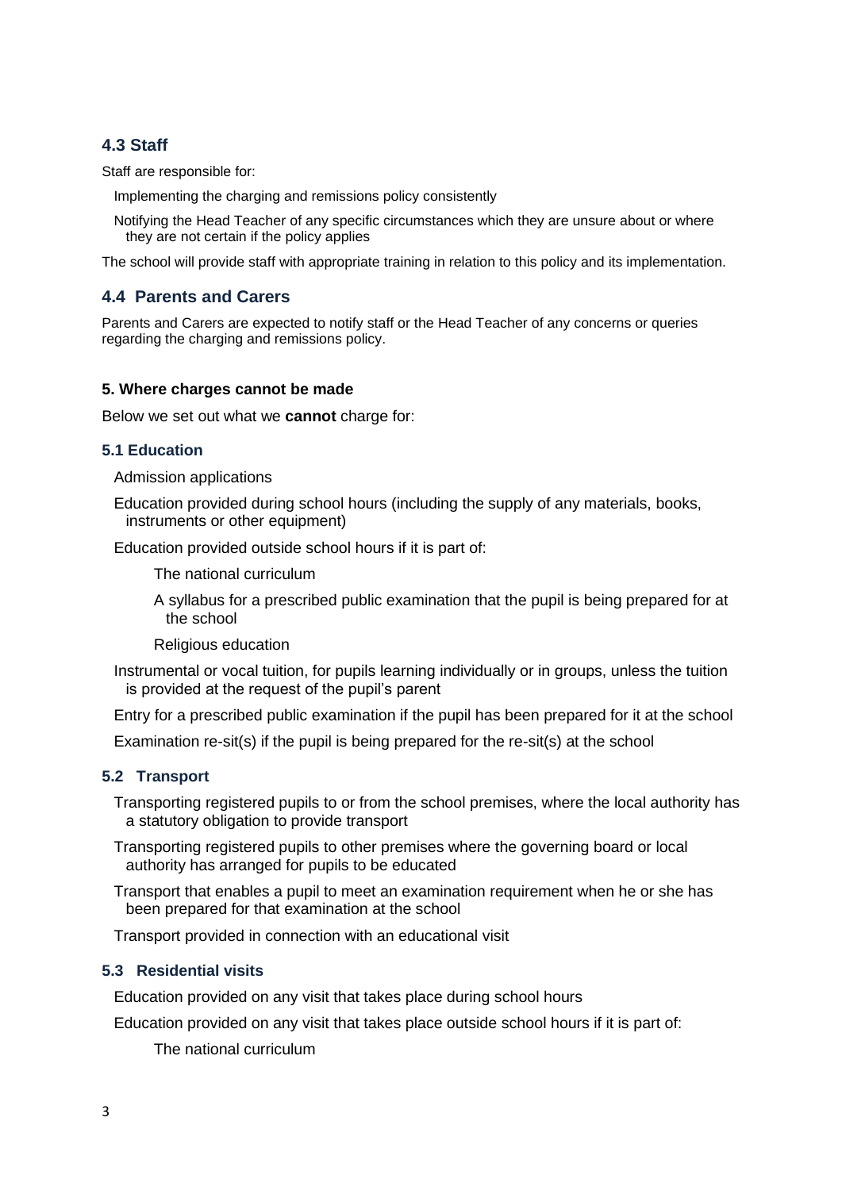## 4.3 Staff

Staff are responsible for:

- Implementing the charging and remissions policy consistently
- Notifying the Head Teacher of any specific circumstances which they are unsure about or where they are not certain if the policy applies

The school will provide staff with appropriate training in relation to this policy and its implementation.

## 4.4 Parents and Carers

Parents and Carers are expected to notify staff or the Head Teacher of any concerns or queries regarding the charging and remissions policy.

**5. Where charges cannot be made**

Below we set out what we **cannot** charge for:

### 5.1 Education

- Admission applications
- Education provided during school hours (including the supply of any materials, books, instruments or other equipment)
- Education provided outside school hours if it is part of:
  - The national curriculum
  - A syllabus for a prescribed public examination that the pupil is being prepared for at the school
  - Religious education
- Instrumental or vocal tuition, for pupils learning individually or in groups, unless the tuition is provided at the request of the pupil's parent
- Entry for a prescribed public examination if the pupil has been prepared for it at the school
- Examination re-sit(s) if the pupil is being prepared for the re-sit(s) at the school

### 5.2 Transport

- Transporting registered pupils to or from the school premises, where the local authority has a statutory obligation to provide transport
- Transporting registered pupils to other premises where the governing board or local authority has arranged for pupils to be educated
- Transport that enables a pupil to meet an examination requirement when he or she has been prepared for that examination at the school
- Transport provided in connection with an educational visit

### 5.3 Residential visits

- Education provided on any visit that takes place during school hours
- Education provided on any visit that takes place outside school hours if it is part of:
  - The national curriculum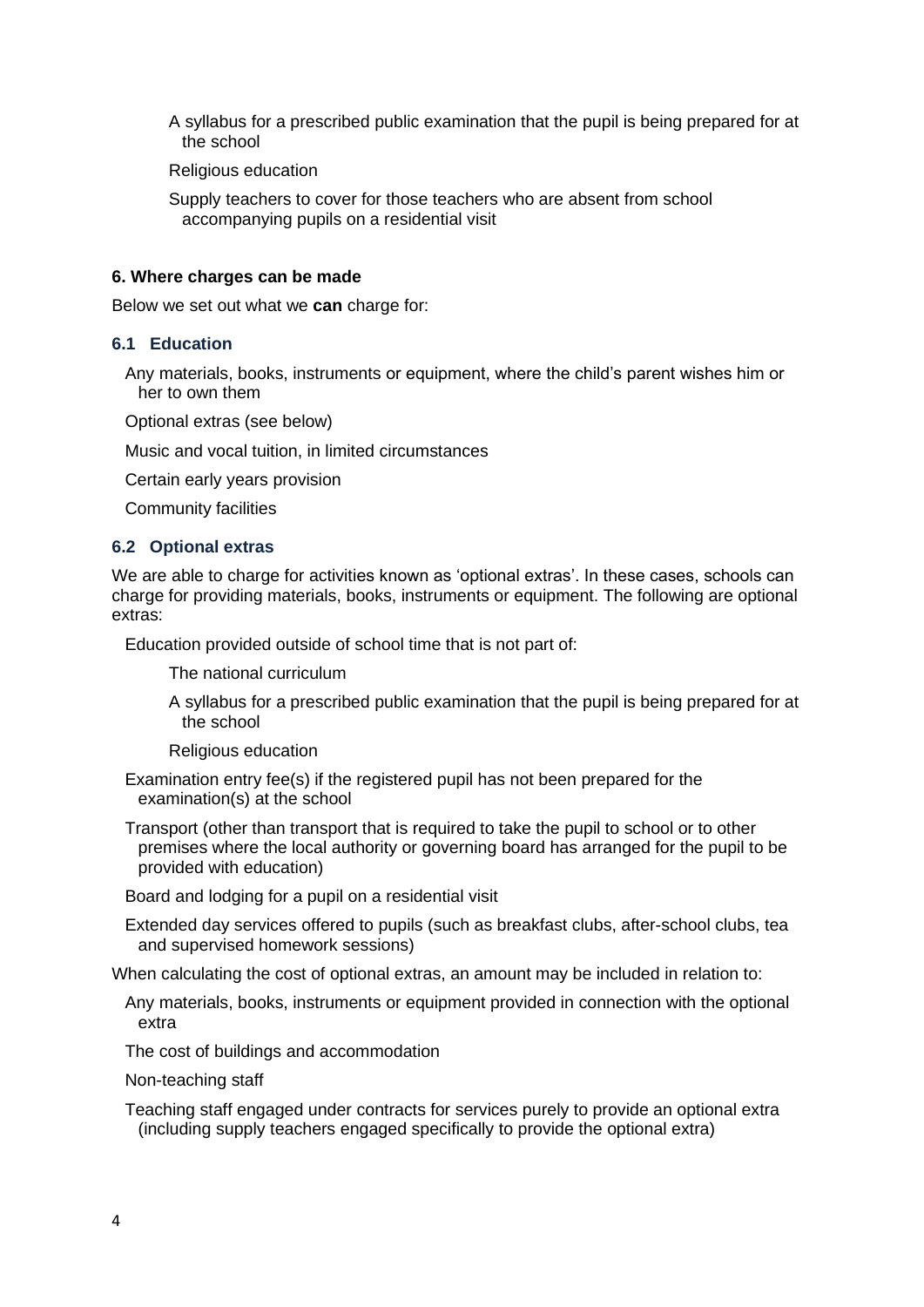- A syllabus for a prescribed public examination that the pupil is being prepared for at the school
- Religious education
- Supply teachers to cover for those teachers who are absent from school accompanying pupils on a residential visit

### 6. Where charges can be made

Below we set out what we **can** charge for:

#### 6.1 Education

- Any materials, books, instruments or equipment, where the child's parent wishes him or her to own them
- Optional extras (see below)
- Music and vocal tuition, in limited circumstances
- Certain early years provision
- Community facilities

#### 6.2 Optional extras

We are able to charge for activities known as 'optional extras'. In these cases, schools can charge for providing materials, books, instruments or equipment. The following are optional extras:

- Education provided outside of school time that is not part of:
  - The national curriculum
  - A syllabus for a prescribed public examination that the pupil is being prepared for at the school
  - Religious education
- Examination entry fee(s) if the registered pupil has not been prepared for the examination(s) at the school
- Transport (other than transport that is required to take the pupil to school or to other premises where the local authority or governing board has arranged for the pupil to be provided with education)
- Board and lodging for a pupil on a residential visit
- Extended day services offered to pupils (such as breakfast clubs, after-school clubs, tea and supervised homework sessions)

When calculating the cost of optional extras, an amount may be included in relation to:

- Any materials, books, instruments or equipment provided in connection with the optional extra
- The cost of buildings and accommodation
- Non-teaching staff
- Teaching staff engaged under contracts for services purely to provide an optional extra (including supply teachers engaged specifically to provide the optional extra)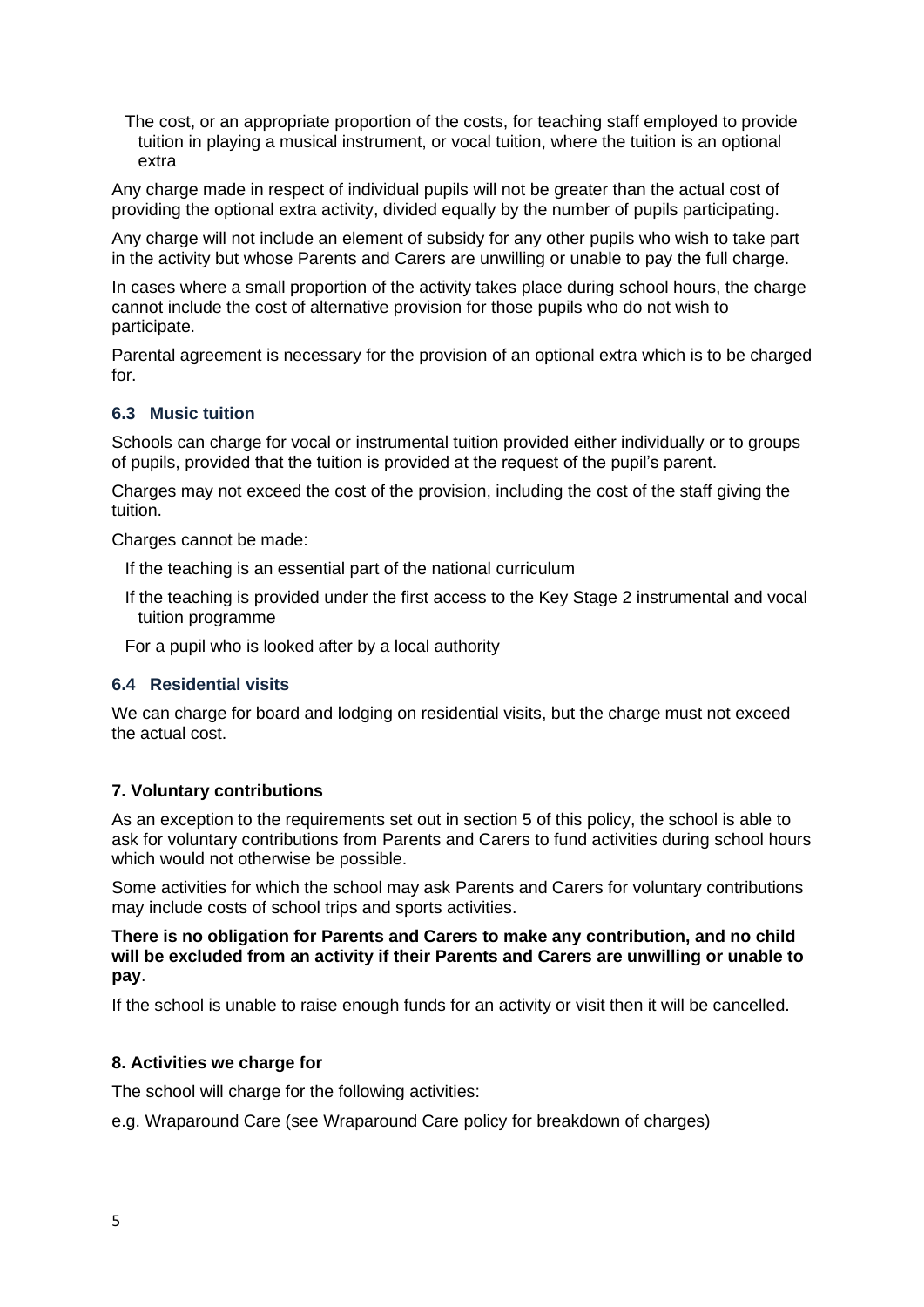- The cost, or an appropriate proportion of the costs, for teaching staff employed to provide tuition in playing a musical instrument, or vocal tuition, where the tuition is an optional extra

Any charge made in respect of individual pupils will not be greater than the actual cost of providing the optional extra activity, divided equally by the number of pupils participating.

Any charge will not include an element of subsidy for any other pupils who wish to take part in the activity but whose Parents and Carers are unwilling or unable to pay the full charge.

In cases where a small proportion of the activity takes place during school hours, the charge cannot include the cost of alternative provision for those pupils who do not wish to participate.

Parental agreement is necessary for the provision of an optional extra which is to be charged for.

### 6.3 Music tuition

Schools can charge for vocal or instrumental tuition provided either individually or to groups of pupils, provided that the tuition is provided at the request of the pupil's parent.

Charges may not exceed the cost of the provision, including the cost of the staff giving the tuition.

Charges cannot be made:

- If the teaching is an essential part of the national curriculum
- If the teaching is provided under the first access to the Key Stage 2 instrumental and vocal tuition programme
- For a pupil who is looked after by a local authority

### 6.4 Residential visits

We can charge for board and lodging on residential visits, but the charge must not exceed the actual cost.

## 7. Voluntary contributions

As an exception to the requirements set out in section 5 of this policy, the school is able to ask for voluntary contributions from Parents and Carers to fund activities during school hours which would not otherwise be possible.

Some activities for which the school may ask Parents and Carers for voluntary contributions may include costs of school trips and sports activities.

**There is no obligation for Parents and Carers to make any contribution, and no child will be excluded from an activity if their Parents and Carers are unwilling or unable to pay**.

If the school is unable to raise enough funds for an activity or visit then it will be cancelled.

## 8. Activities we charge for

The school will charge for the following activities:

e.g. Wraparound Care (see Wraparound Care policy for breakdown of charges)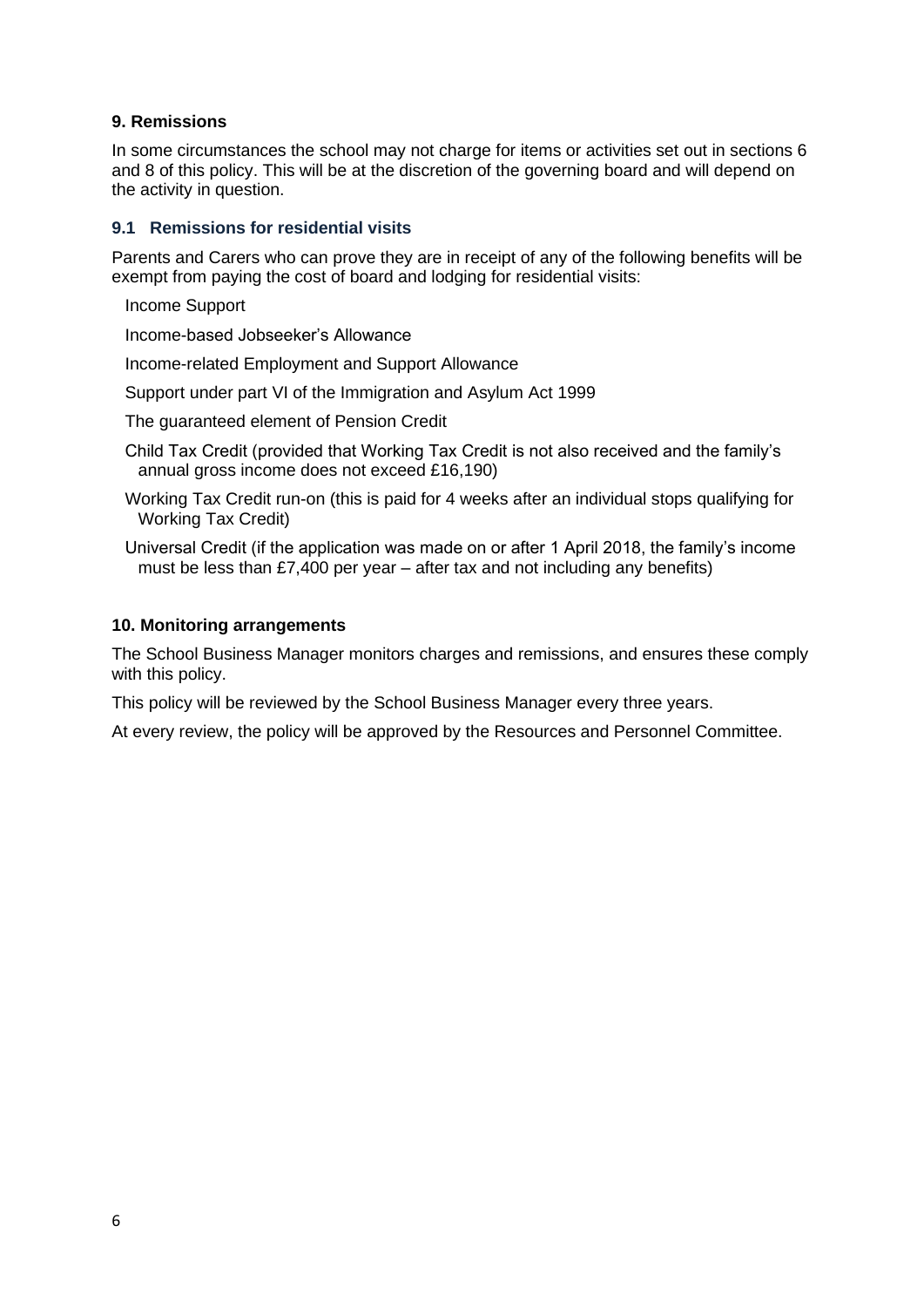## 9. Remissions

In some circumstances the school may not charge for items or activities set out in sections 6 and 8 of this policy. This will be at the discretion of the governing board and will depend on the activity in question.

### 9.1 Remissions for residential visits

Parents and Carers who can prove they are in receipt of any of the following benefits will be exempt from paying the cost of board and lodging for residential visits:

- Income Support
- Income-based Jobseeker's Allowance
- Income-related Employment and Support Allowance
- Support under part VI of the Immigration and Asylum Act 1999
- The guaranteed element of Pension Credit
- Child Tax Credit (provided that Working Tax Credit is not also received and the family's annual gross income does not exceed £16,190)
- Working Tax Credit run-on (this is paid for 4 weeks after an individual stops qualifying for Working Tax Credit)
- Universal Credit (if the application was made on or after 1 April 2018, the family's income must be less than £7,400 per year – after tax and not including any benefits)

## 10. Monitoring arrangements

The School Business Manager monitors charges and remissions, and ensures these comply with this policy.

This policy will be reviewed by the School Business Manager every three years.

At every review, the policy will be approved by the Resources and Personnel Committee.